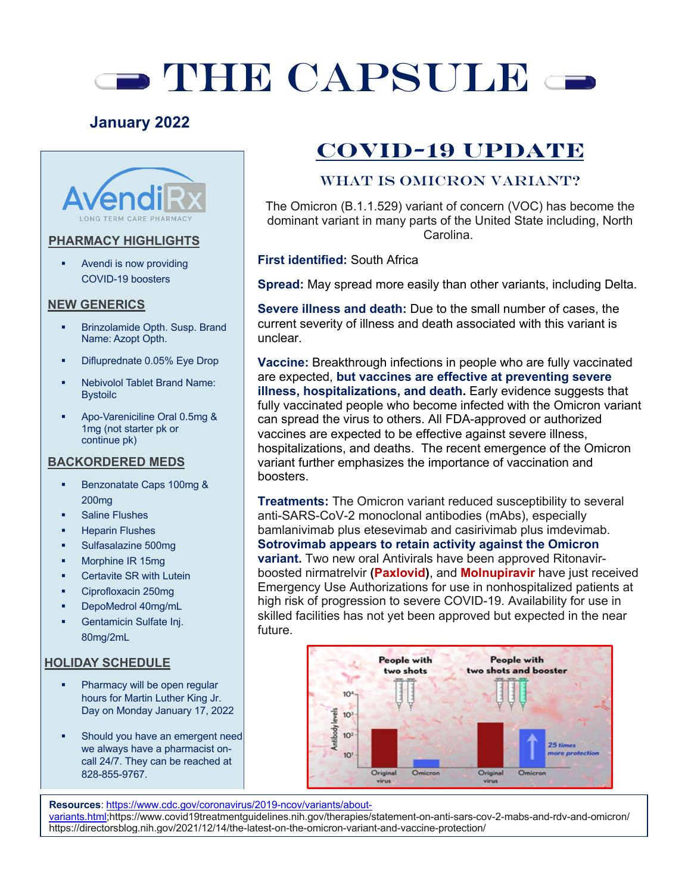# THE CAPSULE

**January 2022**

## PHARMACY HIGHLIGHTS

- Avendi is now providing COVID-19 boosters

## NEW GENERICS

- Brinzolamide Opth. Susp. Brand Name: Azopt Opth.
- Difluprednate 0.05% Eye Drop
- Nebivolol Tablet Brand Name: Bystoilc
- Apo-Vareniciline Oral 0.5mg & 1mg (not starter pk or continue pk)

## BACKORDERED MEDS

- Benzonatate Caps 100mg & 200mg
- Saline Flushes
- Heparin Flushes
- Sulfasalazine 500mg
- Morphine IR 15mg
- Certavite SR with Lutein
- Ciprofloxacin 250mg
- DepoMedrol 40mg/mL
- Gentamicin Sulfate Inj. 80mg/2mL

## HOLIDAY SCHEDULE

- Pharmacy will be open regular hours for Martin Luther King Jr. Day on Monday January 17, 2022
- Should you have an emergent need we always have a pharmacist on-call 24/7. They can be reached at 828-855-9767.

# COVID-19 UPDATE

### WHAT IS OMICRON VARIANT?

The Omicron (B.1.1.529) variant of concern (VOC) has become the dominant variant in many parts of the United State including, North Carolina.

**First identified:** South Africa

**Spread:** May spread more easily than other variants, including Delta.

**Severe illness and death:** Due to the small number of cases, the current severity of illness and death associated with this variant is unclear.

**Vaccine:** Breakthrough infections in people who are fully vaccinated are expected, **but vaccines are effective at preventing severe illness, hospitalizations, and death.** Early evidence suggests that fully vaccinated people who become infected with the Omicron variant can spread the virus to others. All FDA-approved or authorized vaccines are expected to be effective against severe illness, hospitalizations, and deaths. The recent emergence of the Omicron variant further emphasizes the importance of vaccination and boosters.

**Treatments:** The Omicron variant reduced susceptibility to several anti-SARS-CoV-2 monoclonal antibodies (mAbs), especially bamlanivimab plus etesevimab and casirivimab plus imdevimab. **Sotrovimab appears to retain activity against the Omicron variant.** Two new oral Antivirals have been approved Ritonavir-boosted nirmatrelvir **(Paxlovid)**, and **Molnupiravir** have just received Emergency Use Authorizations for use in nonhospitalized patients at high risk of progression to severe COVID-19. Availability for use in skilled facilities has not yet been approved but expected in the near future.

**Resources**: https://www.cdc.gov/coronavirus/2019-ncov/variants/about-variants.html;https://www.covid19treatmentguidelines.nih.gov/therapies/statement-on-anti-sars-cov-2-mabs-and-rdv-and-omicron/ https://directorsblog.nih.gov/2021/12/14/the-latest-on-the-omicron-variant-and-vaccine-protection/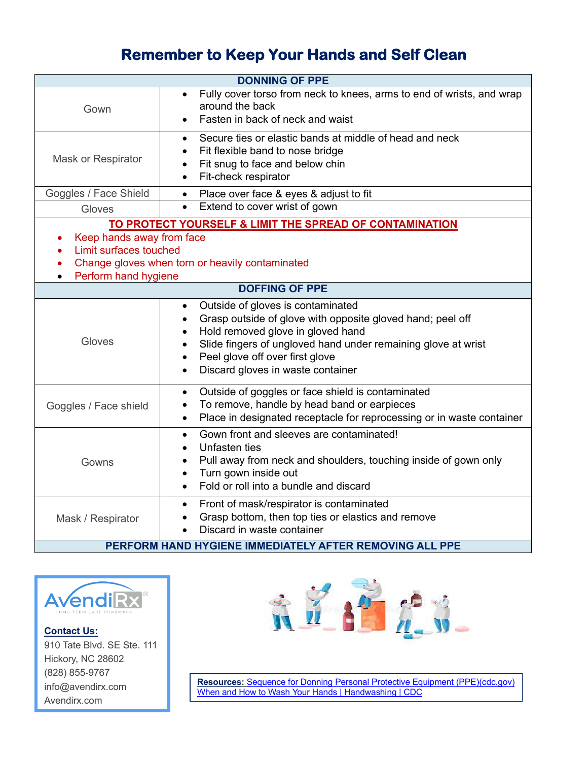# Remember to Keep Your Hands and Self Clean

| | |
|---|---|
| **DONNING OF PPE** | |
| Gown | • Fully cover torso from neck to knees, arms to end of wrists, and wrap around the back<br>• Fasten in back of neck and waist |
| Mask or Respirator | • Secure ties or elastic bands at middle of head and neck<br>• Fit flexible band to nose bridge<br>• Fit snug to face and below chin<br>• Fit-check respirator |
| Goggles / Face Shield | • Place over face & eyes & adjust to fit |
| Gloves | • Extend to cover wrist of gown |
| **TO PROTECT YOURSELF & LIMIT THE SPREAD OF CONTAMINATION** | |
| • Keep hands away from face<br>• Limit surfaces touched<br>• Change gloves when torn or heavily contaminated<br>• Perform hand hygiene | |
| **DOFFING OF PPE** | |
| Gloves | • Outside of gloves is contaminated<br>• Grasp outside of glove with opposite gloved hand; peel off<br>• Hold removed glove in gloved hand<br>• Slide fingers of ungloved hand under remaining glove at wrist<br>• Peel glove off over first glove<br>• Discard gloves in waste container |
| Goggles / Face shield | • Outside of goggles or face shield is contaminated<br>• To remove, handle by head band or earpieces<br>• Place in designated receptacle for reprocessing or in waste container |
| Gowns | • Gown front and sleeves are contaminated!<br>• Unfasten ties<br>• Pull away from neck and shoulders, touching inside of gown only<br>• Turn gown inside out<br>• Fold or roll into a bundle and discard |
| Mask / Respirator | • Front of mask/respirator is contaminated<br>• Grasp bottom, then top ties or elastics and remove<br>• Discard in waste container |
| **PERFORM HAND HYGIENE IMMEDIATELY AFTER REMOVING ALL PPE** | |

AvendiRx®
LONG TERM CARE PHARMACY

**Contact Us:**
910 Tate Blvd. SE Ste. 111
Hickory, NC 28602
(828) 855-9767
info@avendirx.com
Avendirx.com

**Resources:** Sequence for Donning Personal Protective Equipment (PPE)(cdc.gov)
When and How to Wash Your Hands | Handwashing | CDC